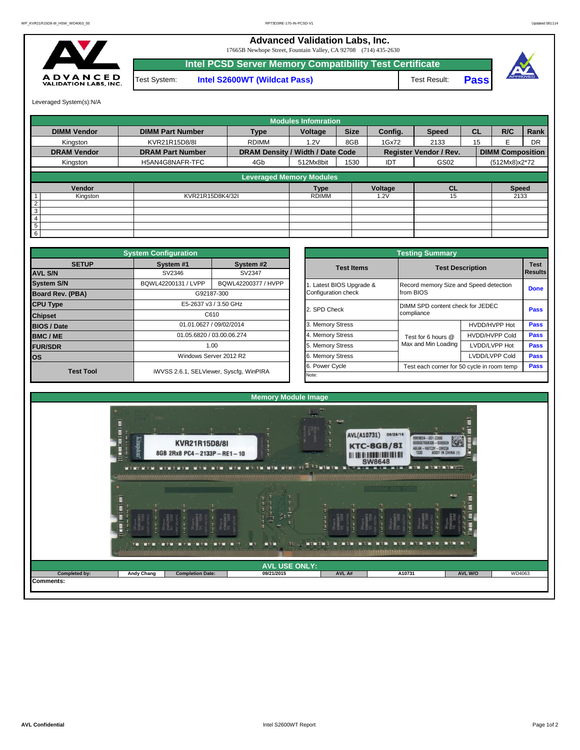# Advanced Validation Labs, Inc.

17665B Newhope Street, Fountain Valley, CA 92708 (714) 435-2630

## Intel PCSD Server Memory Compatibility Test Certificate

| Test System: | Intel S2600WT (Wildcat Pass) | Test Result: | Pass |
|---|---|---|---|

Leveraged System(s):N/A

### Modules Infomration

| DIMM Vendor | DIMM Part Number | Type | Voltage | Size | Config. | Speed | CL | R/C | Rank |
|---|---|---|---|---|---|---|---|---|---|
| Kingston | KVR21R15D8/8I | RDIMM | 1.2V | 8GB | 1Gx72 | 2133 | 15 | E | DR |
| **DRAM Vendor** | **DRAM Part Number** | **DRAM Density / Width / Date Code** | | | **Register Vendor / Rev.** | | **DIMM Composition** | | |
| Kingston | H5AN4G8NAFR-TFC | 4Gb | 512Mx8bit | 1530 | IDT | GS02 | (512Mx8)x2*72 | | |

### Leveraged Memory Modules

| | Vendor | | Type | Voltage | CL | Speed |
|---|---|---|---|---|---|---|
| 1 | Kingston | KVR21R15D8K4/32I | RDIMM | 1.2V | 15 | 2133 |
| 2 | | | | | | |
| 3 | | | | | | |
| 4 | | | | | | |
| 5 | | | | | | |
| 6 | | | | | | |

### System Configuration

| SETUP | System #1 | System #2 |
|---|---|---|
| AVL S/N | SV2346 | SV2347 |
| System S/N | BQWL42200131 / LVPP | BQWL42200377 / HVPP |
| Board Rev. (PBA) | G92187-300 | |
| CPU Type | E5-2637 v3 / 3.50 GHz | |
| Chipset | C610 | |
| BIOS / Date | 01.01.0627 / 09/02/2014 | |
| BMC / ME | 01.05.6820 / 03.00.06.274 | |
| FUR/SDR | 1.00 | |
| OS | Windows Server 2012 R2 | |
| Test Tool | iWVSS 2.6.1, SELViewer, Syscfg, WinPIRA | |

### Testing Summary

| Test Items | Test Description | | Test Results |
|---|---|---|---|
| 1. Latest BIOS Upgrade & Configuration check | Record memory Size and Speed detection from BIOS | | Done |
| 2. SPD Check | DIMM SPD content check for JEDEC compliance | | Pass |
| 3. Memory Stress | Test for 6 hours @ Max and Min Loading | HVDD/HVPP Hot | Pass |
| 4. Memory Stress | | HVDD/HVPP Cold | Pass |
| 5. Memory Stress | | LVDD/LVPP Hot | Pass |
| 6. Memory Stress | | LVDD/LVPP Cold | Pass |
| 6. Power Cycle | Test each corner for 50 cycle in room temp | | Pass |

Note:

### Memory Module Image

### AVL USE ONLY:

| Completed by: | Andy Chang | Completion Date: | 09/21/2015 | AVL A# | A10731 | AVL W/O | WD4063 |
|---|---|---|---|---|---|---|---|

**Comments:**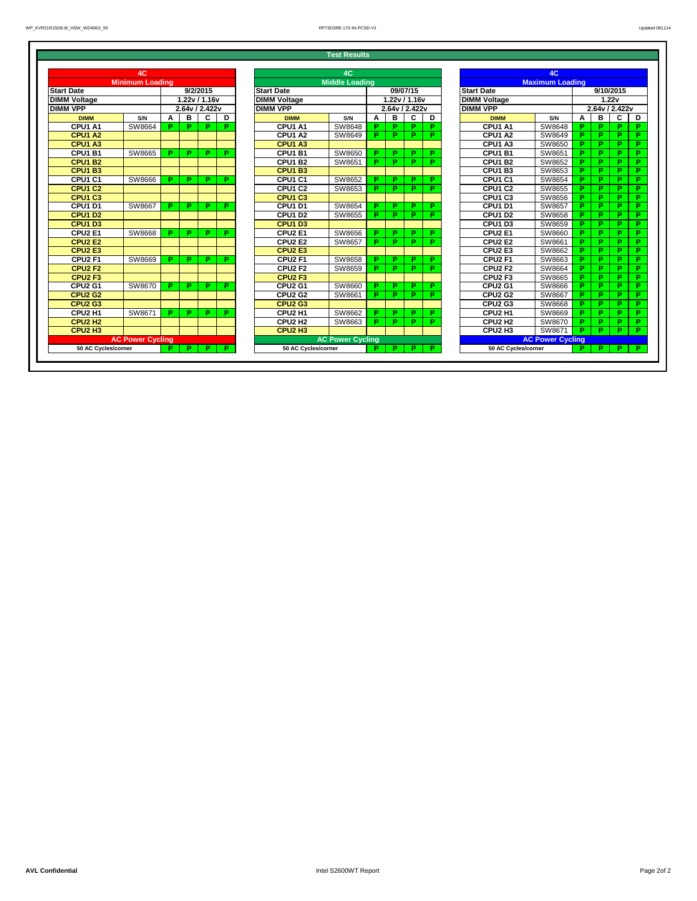## Test Results

| 4C Minimum Loading | | | | | |
|---|---|---|---|---|---|
| Start Date | | 9/2/2015 | | | |
| DIMM Voltage | | 1.22v / 1.16v | | | |
| DIMM VPP | | 2.64v / 2.422v | | | |
| DIMM | S/N | A | B | C | D |
| CPU1 A1 | SW8664 | P | P | P | P |
| CPU1 A2 | | | | | |
| CPU1 A3 | | | | | |
| CPU1 B1 | SW8665 | P | P | P | P |
| CPU1 B2 | | | | | |
| CPU1 B3 | | | | | |
| CPU1 C1 | SW8666 | P | P | P | P |
| CPU1 C2 | | | | | |
| CPU1 C3 | | | | | |
| CPU1 D1 | SW8667 | P | P | P | P |
| CPU1 D2 | | | | | |
| CPU1 D3 | | | | | |
| CPU2 E1 | SW8668 | P | P | P | P |
| CPU2 E2 | | | | | |
| CPU2 E3 | | | | | |
| CPU2 F1 | SW8669 | P | P | P | P |
| CPU2 F2 | | | | | |
| CPU2 F3 | | | | | |
| CPU2 G1 | SW8670 | P | P | P | P |
| CPU2 G2 | | | | | |
| CPU2 G3 | | | | | |
| CPU2 H1 | SW8671 | P | P | P | P |
| CPU2 H2 | | | | | |
| CPU2 H3 | | | | | |
| AC Power Cycling | | | | | |
| 50 AC Cycles/corner | | P | P | P | P |

| 4C Middle Loading | | | | | |
|---|---|---|---|---|---|
| Start Date | | 09/07/15 | | | |
| DIMM Voltage | | 1.22v / 1.16v | | | |
| DIMM VPP | | 2.64v / 2.422v | | | |
| DIMM | S/N | A | B | C | D |
| CPU1 A1 | SW8648 | P | P | P | P |
| CPU1 A2 | SW8649 | P | P | P | P |
| CPU1 A3 | | | | | |
| CPU1 B1 | SW8650 | P | P | P | P |
| CPU1 B2 | SW8651 | P | P | P | P |
| CPU1 B3 | | | | | |
| CPU1 C1 | SW8652 | P | P | P | P |
| CPU1 C2 | SW8653 | P | P | P | P |
| CPU1 C3 | | | | | |
| CPU1 D1 | SW8654 | P | P | P | P |
| CPU1 D2 | SW8655 | P | P | P | P |
| CPU1 D3 | | | | | |
| CPU2 E1 | SW8656 | P | P | P | P |
| CPU2 E2 | SW8657 | P | P | P | P |
| CPU2 E3 | | | | | |
| CPU2 F1 | SW8658 | P | P | P | P |
| CPU2 F2 | SW8659 | P | P | P | P |
| CPU2 F3 | | | | | |
| CPU2 G1 | SW8660 | P | P | P | P |
| CPU2 G2 | SW8661 | P | P | P | P |
| CPU2 G3 | | | | | |
| CPU2 H1 | SW8662 | P | P | P | P |
| CPU2 H2 | SW8663 | P | P | P | P |
| CPU2 H3 | | | | | |
| AC Power Cycling | | | | | |
| 50 AC Cycles/corner | | P | P | P | P |

| 4C Maximum Loading | | | | | |
|---|---|---|---|---|---|
| Start Date | | 9/10/2015 | | | |
| DIMM Voltage | | 1.22v | | | |
| DIMM VPP | | 2.64v / 2.422v | | | |
| DIMM | S/N | A | B | C | D |
| CPU1 A1 | SW8648 | P | P | P | P |
| CPU1 A2 | SW8649 | P | P | P | P |
| CPU1 A3 | SW8650 | P | P | P | P |
| CPU1 B1 | SW8651 | P | P | P | P |
| CPU1 B2 | SW8652 | P | P | P | P |
| CPU1 B3 | SW8653 | P | P | P | P |
| CPU1 C1 | SW8654 | P | P | P | P |
| CPU1 C2 | SW8655 | P | P | P | P |
| CPU1 C3 | SW8656 | P | P | P | P |
| CPU1 D1 | SW8657 | P | P | P | P |
| CPU1 D2 | SW8658 | P | P | P | P |
| CPU1 D3 | SW8659 | P | P | P | P |
| CPU2 E1 | SW8660 | P | P | P | P |
| CPU2 E2 | SW8661 | P | P | P | P |
| CPU2 E3 | SW8662 | P | P | P | P |
| CPU2 F1 | SW8663 | P | P | P | P |
| CPU2 F2 | SW8664 | P | P | P | P |
| CPU2 F3 | SW8665 | P | P | P | P |
| CPU2 G1 | SW8666 | P | P | P | P |
| CPU2 G2 | SW8667 | P | P | P | P |
| CPU2 G3 | SW8668 | P | P | P | P |
| CPU2 H1 | SW8669 | P | P | P | P |
| CPU2 H2 | SW8670 | P | P | P | P |
| CPU2 H3 | SW8671 | P | P | P | P |
| AC Power Cycling | | | | | |
| 50 AC Cycles/corner | | P | P | P | P |